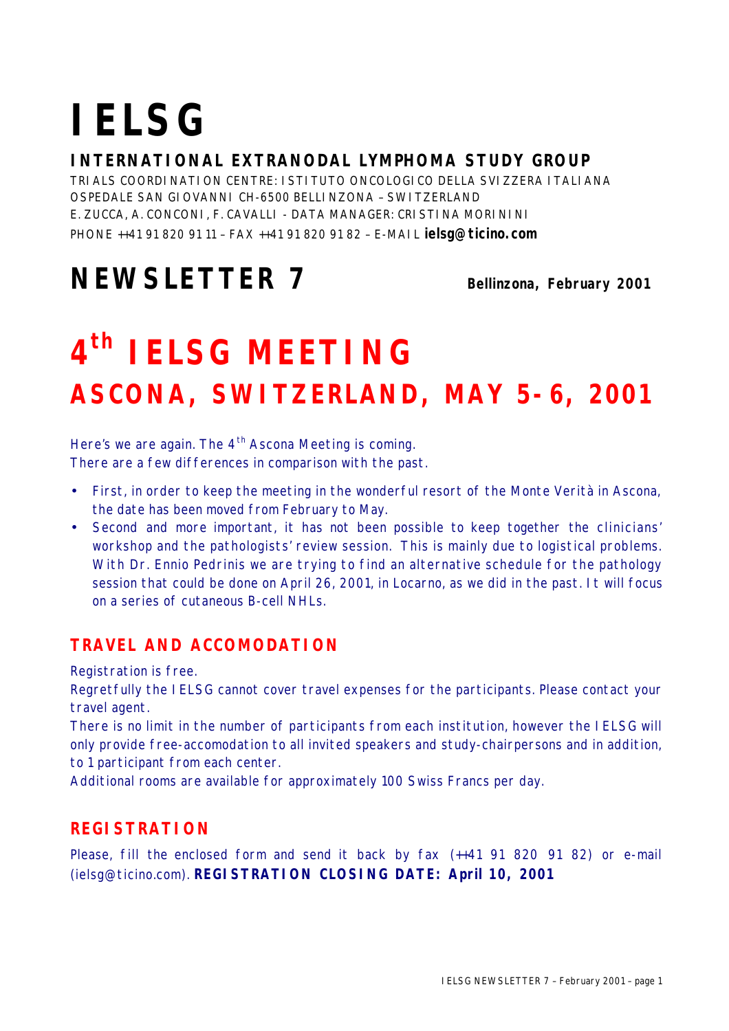# IELSG

## INTERNATIONAL EXTRANODAL LYMPHOMA STUDY GROUP

TRIALS COORDINATION CENTRE: ISTITUTO ONCOLOGICO DELLA SVIZZERA ITALIANA
OSPEDALE SAN GIOVANNI CH-6500 BELLINZONA – SWITZERLAND
E. ZUCCA, A. CONCONI, F. CAVALLI - DATA MANAGER: CRISTINA MORININI
PHONE ++41 91 820 91 11 – FAX ++41 91 820 91 82 – E-MAIL **ielsg@ticino.com**

# NEWSLETTER 7

**Bellinzona, February 2001**

# 4th IELSG MEETING

## ASCONA, SWITZERLAND, MAY 5-6, 2001

Here's we are again. The 4th Ascona Meeting is coming.
There are a few differences in comparison with the past.

- First, in order to keep the meeting in the wonderful resort of the Monte Verità in Ascona, the date has been moved from February to May.
- Second and more important, it has not been possible to keep together the clinicians' workshop and the pathologists' review session. This is mainly due to logistical problems. With Dr. Ennio Pedrinis we are trying to find an alternative schedule for the pathology session that could be done on April 26, 2001, in Locarno, as we did in the past. It will focus on a series of cutaneous B-cell NHLs.

### TRAVEL AND ACCOMODATION

Registration is free.
Regretfully the IELSG cannot cover travel expenses for the participants. Please contact your travel agent.
There is no limit in the number of participants from each institution, however the IELSG will only provide free-accomodation to all invited speakers and study-chairpersons and in addition, to 1 participant from each center.
Additional rooms are available for approximately 100 Swiss Francs per day.

### REGISTRATION

Please, fill the enclosed form and send it back by fax (++41 91 820 91 82) or e-mail (ielsg@ticino.com). **REGISTRATION CLOSING DATE: April 10, 2001**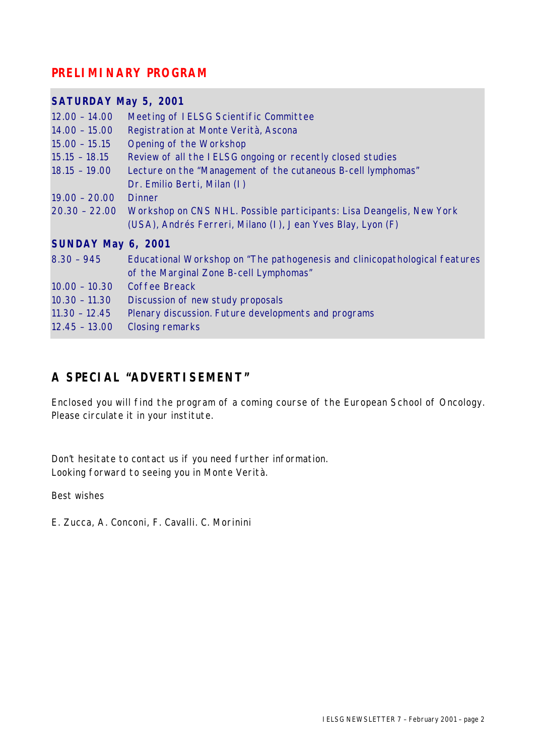## PRELIMINARY PROGRAM

### SATURDAY May 5, 2001

| | |
|---|---|
| 12.00 – 14.00 | Meeting of IELSG Scientific Committee |
| 14.00 – 15.00 | Registration at Monte Verità, Ascona |
| 15.00 – 15.15 | Opening of the Workshop |
| 15.15 – 18.15 | Review of all the IELSG ongoing or recently closed studies |
| 18.15 – 19.00 | Lecture on the "Management of the cutaneous B-cell lymphomas" Dr. Emilio Berti, Milan (I) |
| 19.00 – 20.00 | Dinner |
| 20.30 – 22.00 | Workshop on CNS NHL. Possible participants: Lisa Deangelis, New York (USA), Andrés Ferreri, Milano (I), Jean Yves Blay, Lyon (F) |

### SUNDAY May 6, 2001

| | |
|---|---|
| 8.30 – 945 | Educational Workshop on "The pathogenesis and clinicopathological features of the Marginal Zone B-cell Lymphomas" |
| 10.00 – 10.30 | Coffee Breack |
| 10.30 – 11.30 | Discussion of new study proposals |
| 11.30 – 12.45 | Plenary discussion. Future developments and programs |
| 12.45 – 13.00 | Closing remarks |

## A SPECIAL "ADVERTISEMENT"

Enclosed you will find the program of a coming course of the European School of Oncology. Please circulate it in your institute.

Don't hesitate to contact us if you need further information.
Looking forward to seeing you in Monte Verità.

Best wishes

E. Zucca, A. Conconi, F. Cavalli. C. Morinini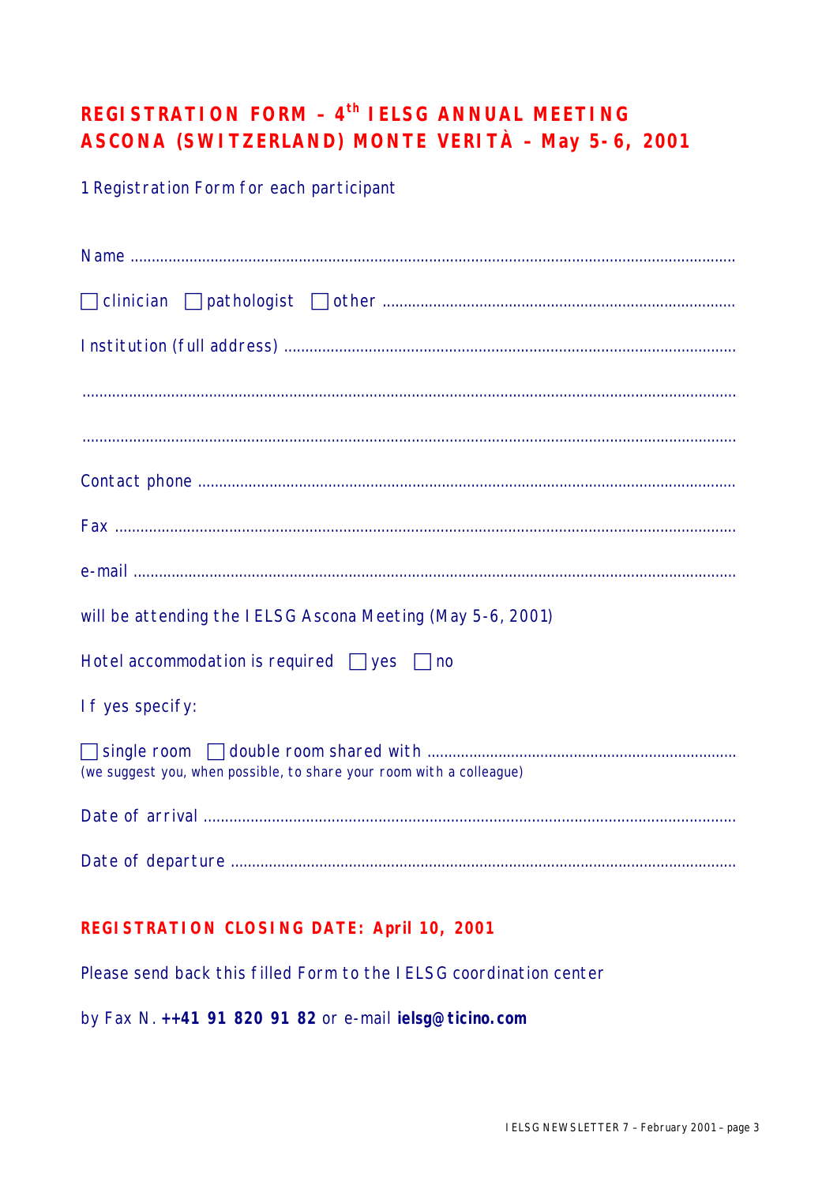## REGISTRATION FORM – 4th IELSG ANNUAL MEETING ASCONA (SWITZERLAND) MONTE VERITÀ – May 5-6, 2001

1 Registration Form for each participant

Name ..........................................................................................................................................

☐ clinician ☐ pathologist ☐ other ..................................................................................

Institution (full address) ........................................................................................................

..................................................................................................................................................

..................................................................................................................................................

Contact phone ..........................................................................................................................

Fax ...........................................................................................................................................

e-mail .......................................................................................................................................

will be attending the IELSG Ascona Meeting (May 5-6, 2001)

Hotel accommodation is required ☐ yes ☐ no

If yes specify:

☐ single room ☐ double room shared with .......................................................................
(we suggest you, when possible, to share your room with a colleague)

Date of arrival ..........................................................................................................................

Date of departure .....................................................................................................................

**REGISTRATION CLOSING DATE: April 10, 2001**

Please send back this filled Form to the IELSG coordination center

by Fax N. **++41 91 820 91 82** or e-mail **ielsg@ticino.com**